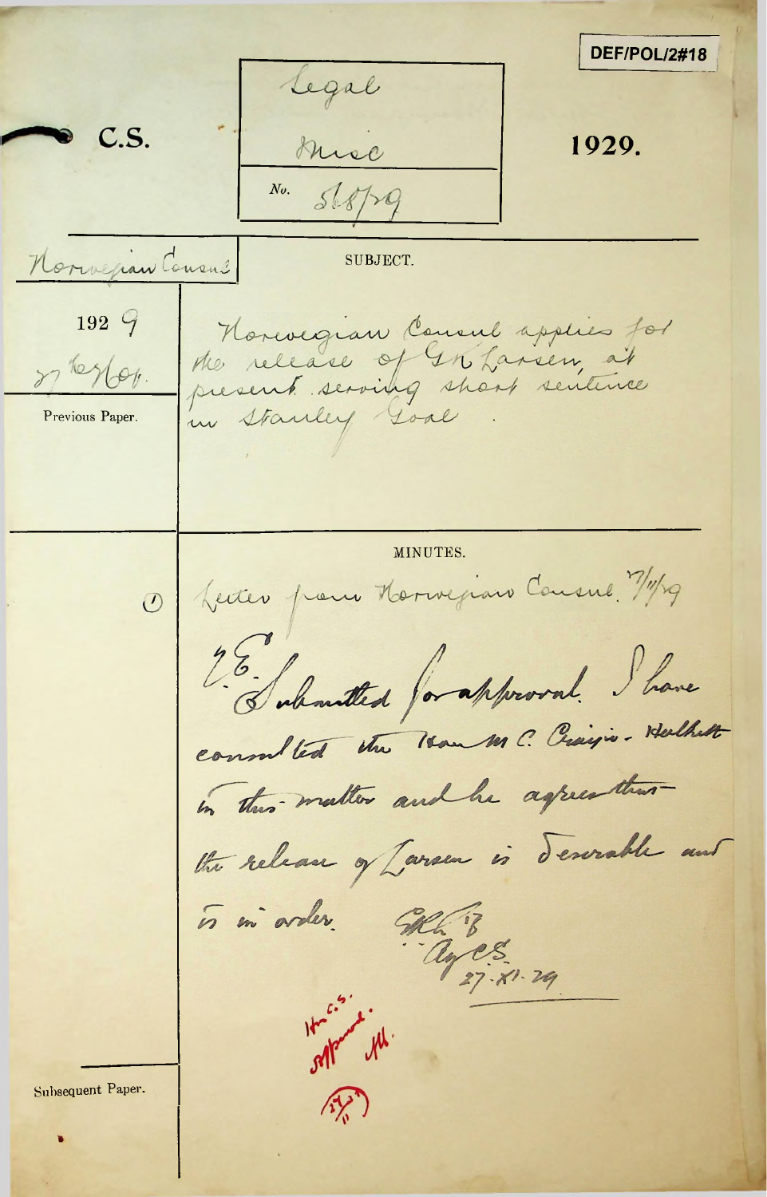DEF/POL/2#18

C.S.

Legal

Misc

No. 568/29

1929.

Norwegian Consul

SUBJECT.

192 9

27 Nov.

Previous Paper.

Norwegian Consul applies for the release of G.K. Larsen, at present serving short sentence in Stanley Goal.

MINUTES.

(1) Letter from Norwegian Consul. 7/11/29

H.E.

Submitted for approval. I have consulted the Hon M. C. Craigie-Halkett in this matter and he agrees that the release of Larsen is desirable and is in order.

G.R.L.B.

Ag C.S.

27.XI.29

Hon C.S.

Approved.

A.H.

(27/11)

Subsequent Paper.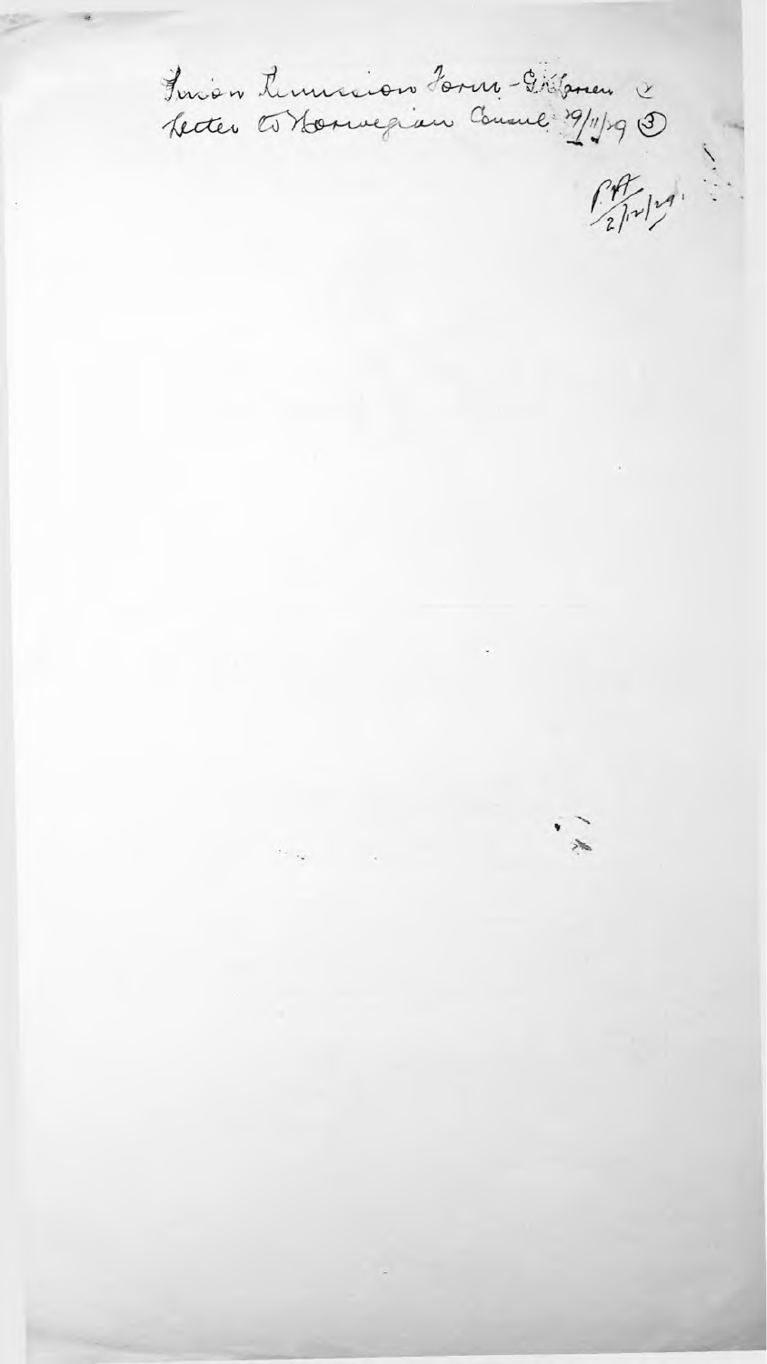Union Immission Form - Gilgren & Letter to Norwegian Consul 29/11/29 ③

P.A. 2/12/29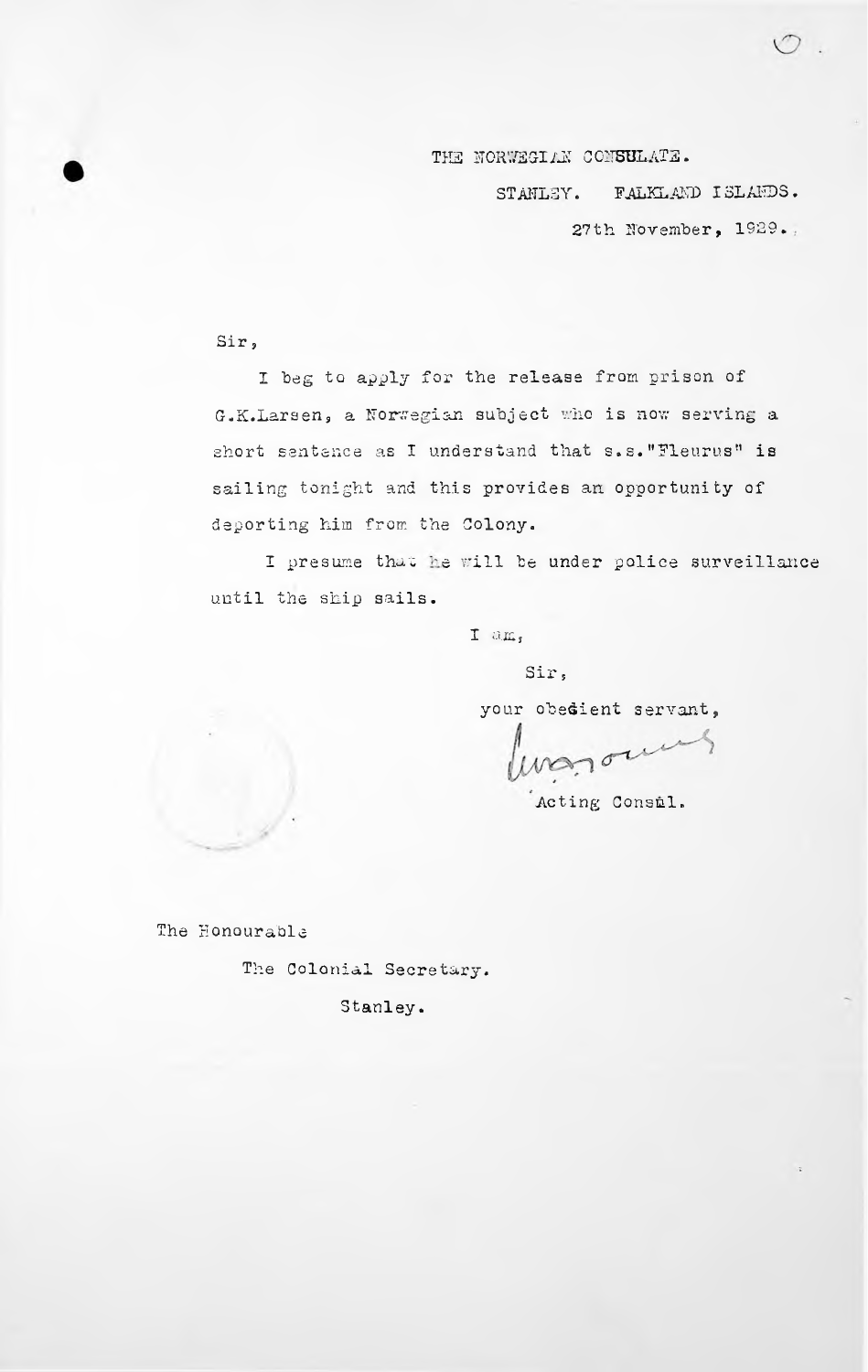THE NORWEGIAN CONSULATE.

STANLEY. FALKLAND ISLANDS.

27th November, 1929.

Sir,

I beg to apply for the release from prison of G.K.Larsen, a Norwegian subject who is now serving a short sentence as I understand that s.s."Fleurus" is sailing tonight and this provides an opportunity of deporting him from the Colony.

I presume that he will be under police surveillance until the ship sails.

I am,

Sir,

your obedient servant,

Acting Consul.

The Honourable

The Colonial Secretary.

Stanley.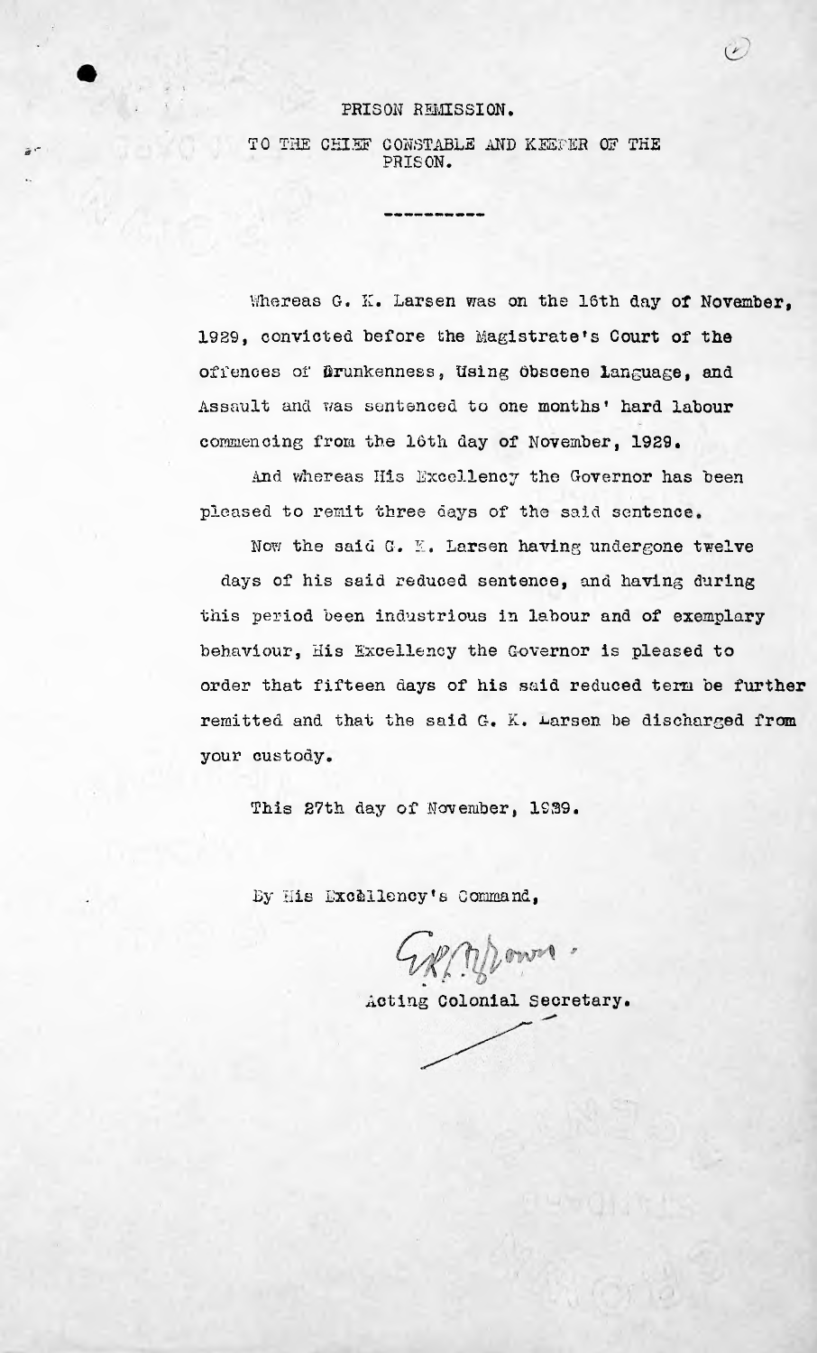PRISON REMISSION.

TO THE CHIEF CONSTABLE AND KEEPER OF THE PRISON.

---

Whereas G. K. Larsen was on the 16th day of November, 1929, convicted before the Magistrate's Court of the offences of Drunkenness, Using Obscene Language, and Assault and was sentenced to one months' hard labour commencing from the 16th day of November, 1929.

And whereas His Excellency the Governor has been pleased to remit three days of the said sentence.

Now the said G. K. Larsen having undergone twelve days of his said reduced sentence, and having during this period been industrious in labour and of exemplary behaviour, His Excellency the Governor is pleased to order that fifteen days of his said reduced term be further remitted and that the said G. K. Larsen be discharged from your custody.

This 27th day of November, 1929.

By His Excellency's Command,

G.K.R. Brown

Acting Colonial Secretary.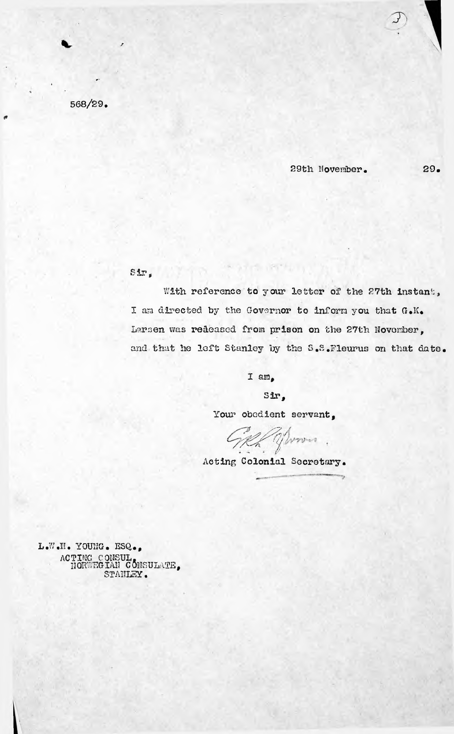568/29.

29th November. 29.

Sir,

With reference to your letter of the 27th instant, I am directed by the Governor to inform you that G.K. Larsen was released from prison on the 27th November, and that he left Stanley by the S.S.Fleurus on that date.

I am,

Sir,

Your obedient servant,

Acting Colonial Secretary.

L.W.H. YOUNG. ESQ.,
ACTING CONSUL,
NORWEGIAN CONSULATE,
STANLEY.